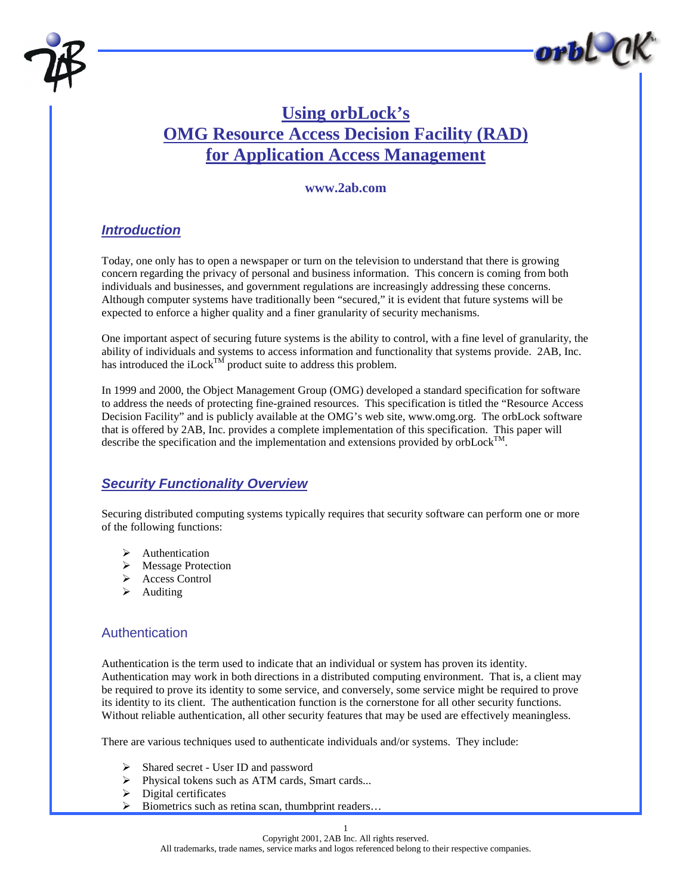# Using orbLock's OMG Resource Access Decision Facility (RAD) for Application Access Management

**www.2ab.com**

## *Introduction*

Today, one only has to open a newspaper or turn on the television to understand that there is growing concern regarding the privacy of personal and business information. This concern is coming from both individuals and businesses, and government regulations are increasingly addressing these concerns. Although computer systems have traditionally been "secured," it is evident that future systems will be expected to enforce a higher quality and a finer granularity of security mechanisms.

One important aspect of securing future systems is the ability to control, with a fine level of granularity, the ability of individuals and systems to access information and functionality that systems provide. 2AB, Inc. has introduced the iLock™ product suite to address this problem.

In 1999 and 2000, the Object Management Group (OMG) developed a standard specification for software to address the needs of protecting fine-grained resources. This specification is titled the "Resource Access Decision Facility" and is publicly available at the OMG's web site, www.omg.org. The orbLock software that is offered by 2AB, Inc. provides a complete implementation of this specification. This paper will describe the specification and the implementation and extensions provided by orbLock™.

## *Security Functionality Overview*

Securing distributed computing systems typically requires that security software can perform one or more of the following functions:

- Authentication
- Message Protection
- Access Control
- Auditing

### Authentication

Authentication is the term used to indicate that an individual or system has proven its identity. Authentication may work in both directions in a distributed computing environment. That is, a client may be required to prove its identity to some service, and conversely, some service might be required to prove its identity to its client. The authentication function is the cornerstone for all other security functions. Without reliable authentication, all other security features that may be used are effectively meaningless.

There are various techniques used to authenticate individuals and/or systems. They include:

- Shared secret - User ID and password
- Physical tokens such as ATM cards, Smart cards...
- Digital certificates
- Biometrics such as retina scan, thumbprint readers…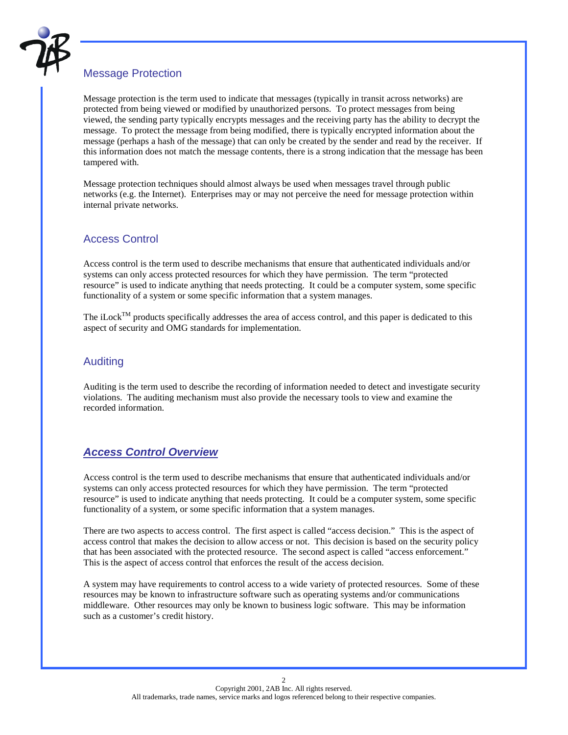## Message Protection

Message protection is the term used to indicate that messages (typically in transit across networks) are protected from being viewed or modified by unauthorized persons. To protect messages from being viewed, the sending party typically encrypts messages and the receiving party has the ability to decrypt the message. To protect the message from being modified, there is typically encrypted information about the message (perhaps a hash of the message) that can only be created by the sender and read by the receiver. If this information does not match the message contents, there is a strong indication that the message has been tampered with.

Message protection techniques should almost always be used when messages travel through public networks (e.g. the Internet). Enterprises may or may not perceive the need for message protection within internal private networks.

## Access Control

Access control is the term used to describe mechanisms that ensure that authenticated individuals and/or systems can only access protected resources for which they have permission. The term "protected resource" is used to indicate anything that needs protecting. It could be a computer system, some specific functionality of a system or some specific information that a system manages.

The iLock™ products specifically addresses the area of access control, and this paper is dedicated to this aspect of security and OMG standards for implementation.

## Auditing

Auditing is the term used to describe the recording of information needed to detect and investigate security violations. The auditing mechanism must also provide the necessary tools to view and examine the recorded information.

# ***Access Control Overview***

Access control is the term used to describe mechanisms that ensure that authenticated individuals and/or systems can only access protected resources for which they have permission. The term "protected resource" is used to indicate anything that needs protecting. It could be a computer system, some specific functionality of a system, or some specific information that a system manages.

There are two aspects to access control. The first aspect is called "access decision." This is the aspect of access control that makes the decision to allow access or not. This decision is based on the security policy that has been associated with the protected resource. The second aspect is called "access enforcement." This is the aspect of access control that enforces the result of the access decision.

A system may have requirements to control access to a wide variety of protected resources. Some of these resources may be known to infrastructure software such as operating systems and/or communications middleware. Other resources may only be known to business logic software. This may be information such as a customer's credit history.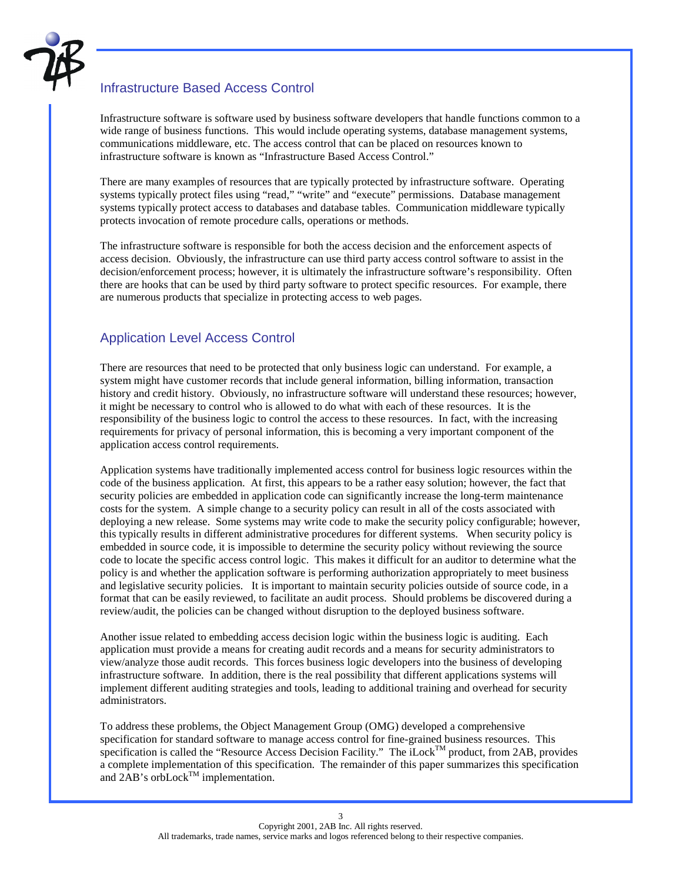## Infrastructure Based Access Control

Infrastructure software is software used by business software developers that handle functions common to a wide range of business functions. This would include operating systems, database management systems, communications middleware, etc. The access control that can be placed on resources known to infrastructure software is known as "Infrastructure Based Access Control."

There are many examples of resources that are typically protected by infrastructure software. Operating systems typically protect files using "read," "write" and "execute" permissions. Database management systems typically protect access to databases and database tables. Communication middleware typically protects invocation of remote procedure calls, operations or methods.

The infrastructure software is responsible for both the access decision and the enforcement aspects of access decision. Obviously, the infrastructure can use third party access control software to assist in the decision/enforcement process; however, it is ultimately the infrastructure software's responsibility. Often there are hooks that can be used by third party software to protect specific resources. For example, there are numerous products that specialize in protecting access to web pages.

## Application Level Access Control

There are resources that need to be protected that only business logic can understand. For example, a system might have customer records that include general information, billing information, transaction history and credit history. Obviously, no infrastructure software will understand these resources; however, it might be necessary to control who is allowed to do what with each of these resources. It is the responsibility of the business logic to control the access to these resources. In fact, with the increasing requirements for privacy of personal information, this is becoming a very important component of the application access control requirements.

Application systems have traditionally implemented access control for business logic resources within the code of the business application. At first, this appears to be a rather easy solution; however, the fact that security policies are embedded in application code can significantly increase the long-term maintenance costs for the system. A simple change to a security policy can result in all of the costs associated with deploying a new release. Some systems may write code to make the security policy configurable; however, this typically results in different administrative procedures for different systems. When security policy is embedded in source code, it is impossible to determine the security policy without reviewing the source code to locate the specific access control logic. This makes it difficult for an auditor to determine what the policy is and whether the application software is performing authorization appropriately to meet business and legislative security policies. It is important to maintain security policies outside of source code, in a format that can be easily reviewed, to facilitate an audit process. Should problems be discovered during a review/audit, the policies can be changed without disruption to the deployed business software.

Another issue related to embedding access decision logic within the business logic is auditing. Each application must provide a means for creating audit records and a means for security administrators to view/analyze those audit records. This forces business logic developers into the business of developing infrastructure software. In addition, there is the real possibility that different applications systems will implement different auditing strategies and tools, leading to additional training and overhead for security administrators.

To address these problems, the Object Management Group (OMG) developed a comprehensive specification for standard software to manage access control for fine-grained business resources. This specification is called the "Resource Access Decision Facility." The iLock™ product, from 2AB, provides a complete implementation of this specification. The remainder of this paper summarizes this specification and 2AB's orbLock™ implementation.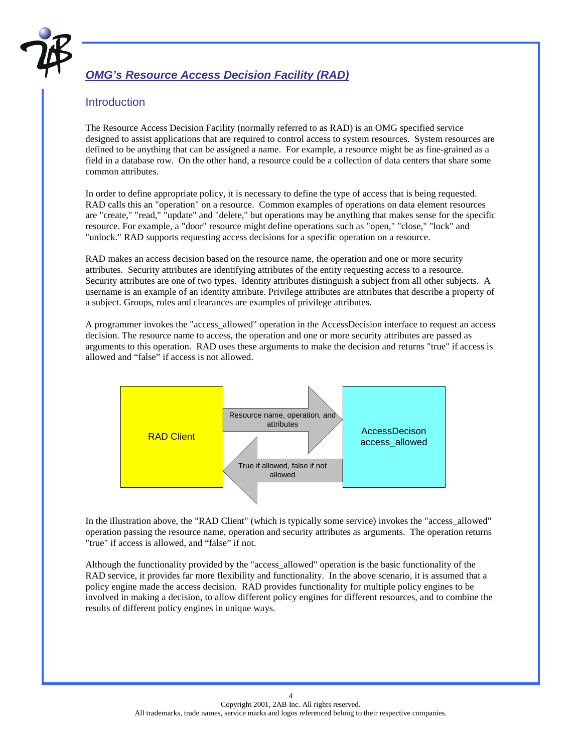## *OMG's Resource Access Decision Facility (RAD)*

### Introduction

The Resource Access Decision Facility (normally referred to as RAD) is an OMG specified service designed to assist applications that are required to control access to system resources. System resources are defined to be anything that can be assigned a name. For example, a resource might be as fine-grained as a field in a database row. On the other hand, a resource could be a collection of data centers that share some common attributes.

In order to define appropriate policy, it is necessary to define the type of access that is being requested. RAD calls this an "operation" on a resource. Common examples of operations on data element resources are "create," "read," "update" and "delete," but operations may be anything that makes sense for the specific resource. For example, a "door" resource might define operations such as "open," "close," "lock" and "unlock." RAD supports requesting access decisions for a specific operation on a resource.

RAD makes an access decision based on the resource name, the operation and one or more security attributes. Security attributes are identifying attributes of the entity requesting access to a resource. Security attributes are one of two types. Identity attributes distinguish a subject from all other subjects. A username is an example of an identity attribute. Privilege attributes are attributes that describe a property of a subject. Groups, roles and clearances are examples of privilege attributes.

A programmer invokes the "access_allowed" operation in the AccessDecision interface to request an access decision. The resource name to access, the operation and one or more security attributes are passed as arguments to this operation. RAD uses these arguments to make the decision and returns "true" if access is allowed and "false" if access is not allowed.

RAD Client → Resource name, operation, and attributes → AccessDecison access_allowed

AccessDecison access_allowed → True if allowed, false if not allowed → RAD Client

In the illustration above, the "RAD Client" (which is typically some service) invokes the "access_allowed" operation passing the resource name, operation and security attributes as arguments. The operation returns "true" if access is allowed, and "false" if not.

Although the functionality provided by the "access_allowed" operation is the basic functionality of the RAD service, it provides far more flexibility and functionality. In the above scenario, it is assumed that a policy engine made the access decision. RAD provides functionality for multiple policy engines to be involved in making a decision, to allow different policy engines for different resources, and to combine the results of different policy engines in unique ways.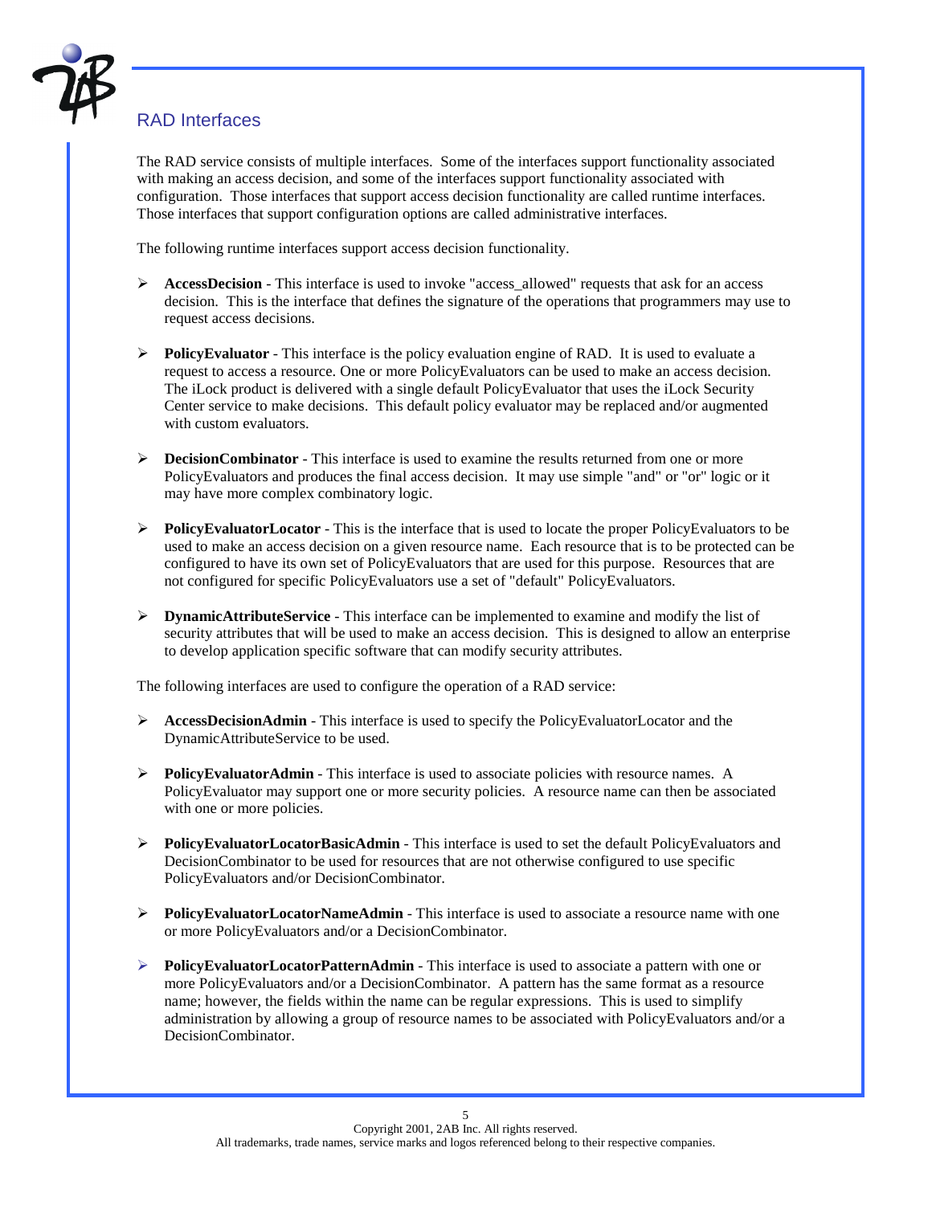## RAD Interfaces

The RAD service consists of multiple interfaces. Some of the interfaces support functionality associated with making an access decision, and some of the interfaces support functionality associated with configuration. Those interfaces that support access decision functionality are called runtime interfaces. Those interfaces that support configuration options are called administrative interfaces.

The following runtime interfaces support access decision functionality.

- **AccessDecision** - This interface is used to invoke "access_allowed" requests that ask for an access decision. This is the interface that defines the signature of the operations that programmers may use to request access decisions.
- **PolicyEvaluator** - This interface is the policy evaluation engine of RAD. It is used to evaluate a request to access a resource. One or more PolicyEvaluators can be used to make an access decision. The iLock product is delivered with a single default PolicyEvaluator that uses the iLock Security Center service to make decisions. This default policy evaluator may be replaced and/or augmented with custom evaluators.
- **DecisionCombinator** - This interface is used to examine the results returned from one or more PolicyEvaluators and produces the final access decision. It may use simple "and" or "or" logic or it may have more complex combinatory logic.
- **PolicyEvaluatorLocator** - This is the interface that is used to locate the proper PolicyEvaluators to be used to make an access decision on a given resource name. Each resource that is to be protected can be configured to have its own set of PolicyEvaluators that are used for this purpose. Resources that are not configured for specific PolicyEvaluators use a set of "default" PolicyEvaluators.
- **DynamicAttributeService** - This interface can be implemented to examine and modify the list of security attributes that will be used to make an access decision. This is designed to allow an enterprise to develop application specific software that can modify security attributes.

The following interfaces are used to configure the operation of a RAD service:

- **AccessDecisionAdmin** - This interface is used to specify the PolicyEvaluatorLocator and the DynamicAttributeService to be used.
- **PolicyEvaluatorAdmin** - This interface is used to associate policies with resource names. A PolicyEvaluator may support one or more security policies. A resource name can then be associated with one or more policies.
- **PolicyEvaluatorLocatorBasicAdmin** - This interface is used to set the default PolicyEvaluators and DecisionCombinator to be used for resources that are not otherwise configured to use specific PolicyEvaluators and/or DecisionCombinator.
- **PolicyEvaluatorLocatorNameAdmin** - This interface is used to associate a resource name with one or more PolicyEvaluators and/or a DecisionCombinator.
- **PolicyEvaluatorLocatorPatternAdmin** - This interface is used to associate a pattern with one or more PolicyEvaluators and/or a DecisionCombinator. A pattern has the same format as a resource name; however, the fields within the name can be regular expressions. This is used to simplify administration by allowing a group of resource names to be associated with PolicyEvaluators and/or a DecisionCombinator.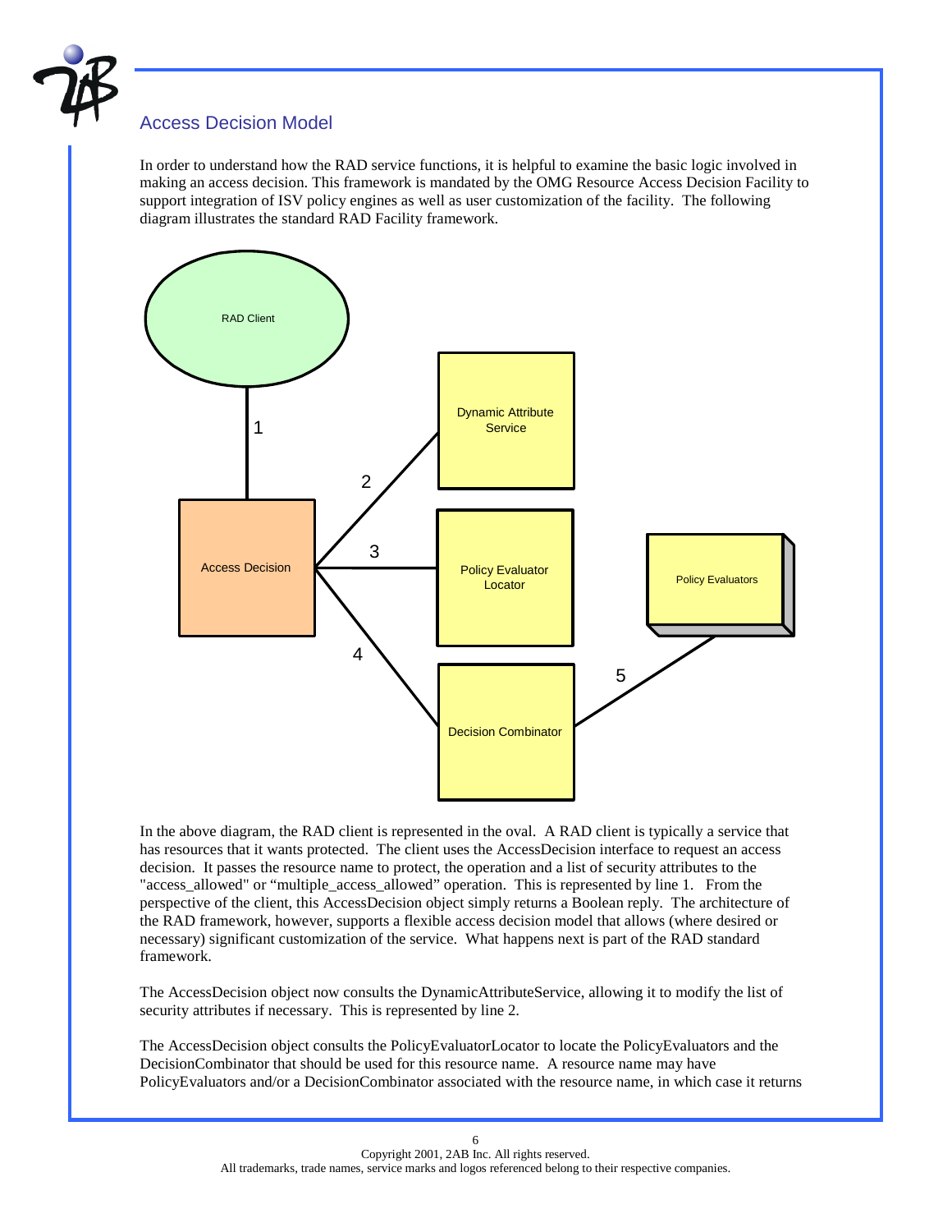## Access Decision Model

In order to understand how the RAD service functions, it is helpful to examine the basic logic involved in making an access decision. This framework is mandated by the OMG Resource Access Decision Facility to support integration of ISV policy engines as well as user customization of the facility. The following diagram illustrates the standard RAD Facility framework.

In the above diagram, the RAD client is represented in the oval. A RAD client is typically a service that has resources that it wants protected. The client uses the AccessDecision interface to request an access decision. It passes the resource name to protect, the operation and a list of security attributes to the "access_allowed" or "multiple_access_allowed" operation. This is represented by line 1. From the perspective of the client, this AccessDecision object simply returns a Boolean reply. The architecture of the RAD framework, however, supports a flexible access decision model that allows (where desired or necessary) significant customization of the service. What happens next is part of the RAD standard framework.

The AccessDecision object now consults the DynamicAttributeService, allowing it to modify the list of security attributes if necessary. This is represented by line 2.

The AccessDecision object consults the PolicyEvaluatorLocator to locate the PolicyEvaluators and the DecisionCombinator that should be used for this resource name. A resource name may have PolicyEvaluators and/or a DecisionCombinator associated with the resource name, in which case it returns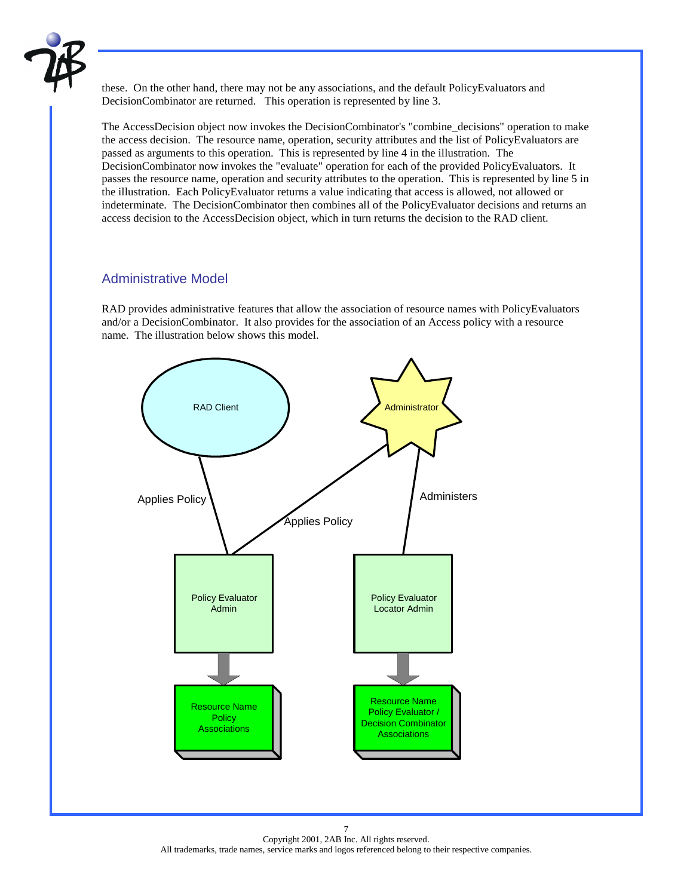these. On the other hand, there may not be any associations, and the default PolicyEvaluators and DecisionCombinator are returned. This operation is represented by line 3.

The AccessDecision object now invokes the DecisionCombinator's "combine_decisions" operation to make the access decision. The resource name, operation, security attributes and the list of PolicyEvaluators are passed as arguments to this operation. This is represented by line 4 in the illustration. The DecisionCombinator now invokes the "evaluate" operation for each of the provided PolicyEvaluators. It passes the resource name, operation and security attributes to the operation. This is represented by line 5 in the illustration. Each PolicyEvaluator returns a value indicating that access is allowed, not allowed or indeterminate. The DecisionCombinator then combines all of the PolicyEvaluator decisions and returns an access decision to the AccessDecision object, which in turn returns the decision to the RAD client.

## Administrative Model

RAD provides administrative features that allow the association of resource names with PolicyEvaluators and/or a DecisionCombinator. It also provides for the association of an Access policy with a resource name. The illustration below shows this model.

RAD Client

Administrator

Applies Policy

Applies Policy

Administers

Policy Evaluator Admin

Policy Evaluator Locator Admin

Resource Name Policy Associations

Resource Name Policy Evaluator / Decision Combinator Associations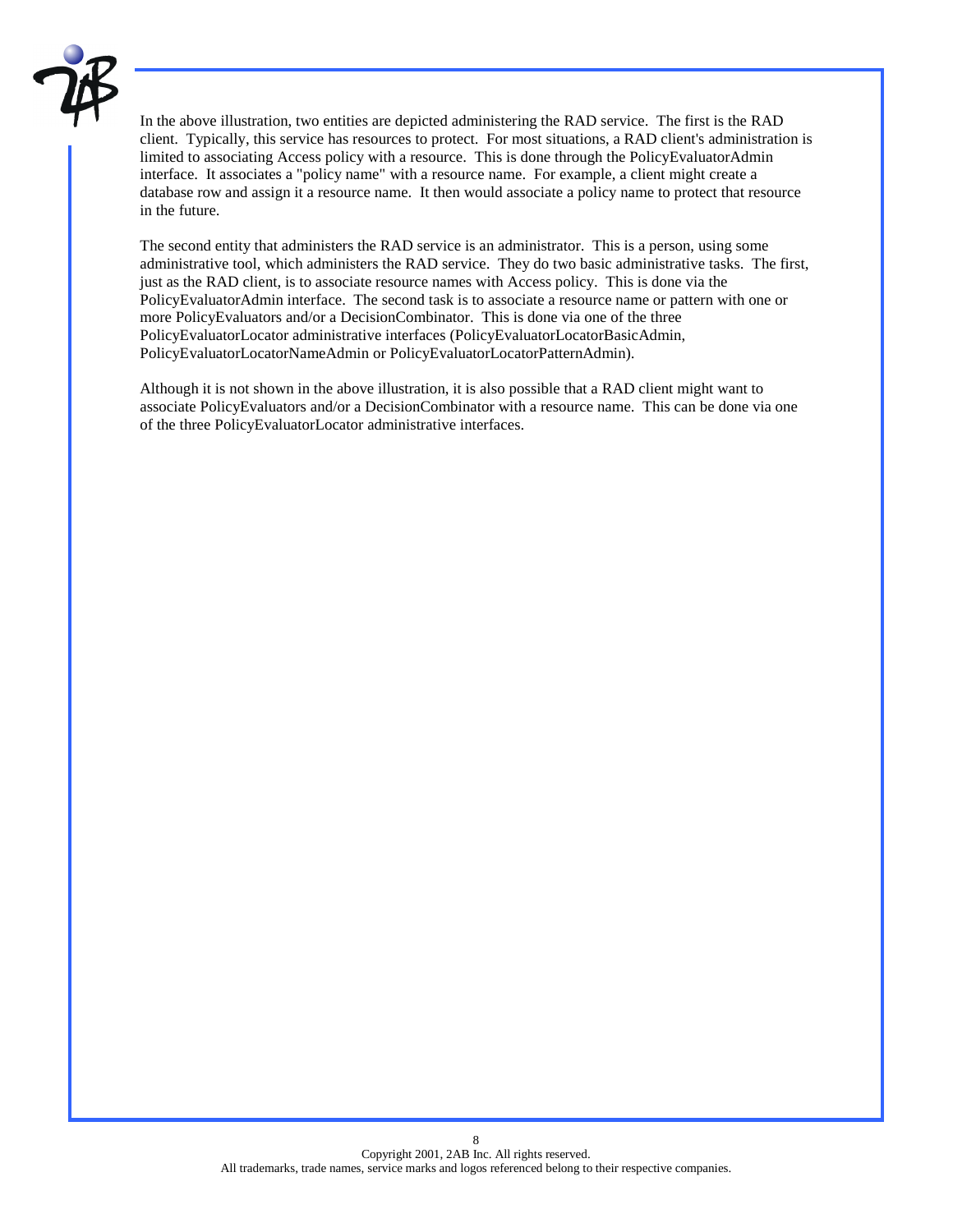In the above illustration, two entities are depicted administering the RAD service. The first is the RAD client. Typically, this service has resources to protect. For most situations, a RAD client's administration is limited to associating Access policy with a resource. This is done through the PolicyEvaluatorAdmin interface. It associates a "policy name" with a resource name. For example, a client might create a database row and assign it a resource name. It then would associate a policy name to protect that resource in the future.

The second entity that administers the RAD service is an administrator. This is a person, using some administrative tool, which administers the RAD service. They do two basic administrative tasks. The first, just as the RAD client, is to associate resource names with Access policy. This is done via the PolicyEvaluatorAdmin interface. The second task is to associate a resource name or pattern with one or more PolicyEvaluators and/or a DecisionCombinator. This is done via one of the three PolicyEvaluatorLocator administrative interfaces (PolicyEvaluatorLocatorBasicAdmin, PolicyEvaluatorLocatorNameAdmin or PolicyEvaluatorLocatorPatternAdmin).

Although it is not shown in the above illustration, it is also possible that a RAD client might want to associate PolicyEvaluators and/or a DecisionCombinator with a resource name. This can be done via one of the three PolicyEvaluatorLocator administrative interfaces.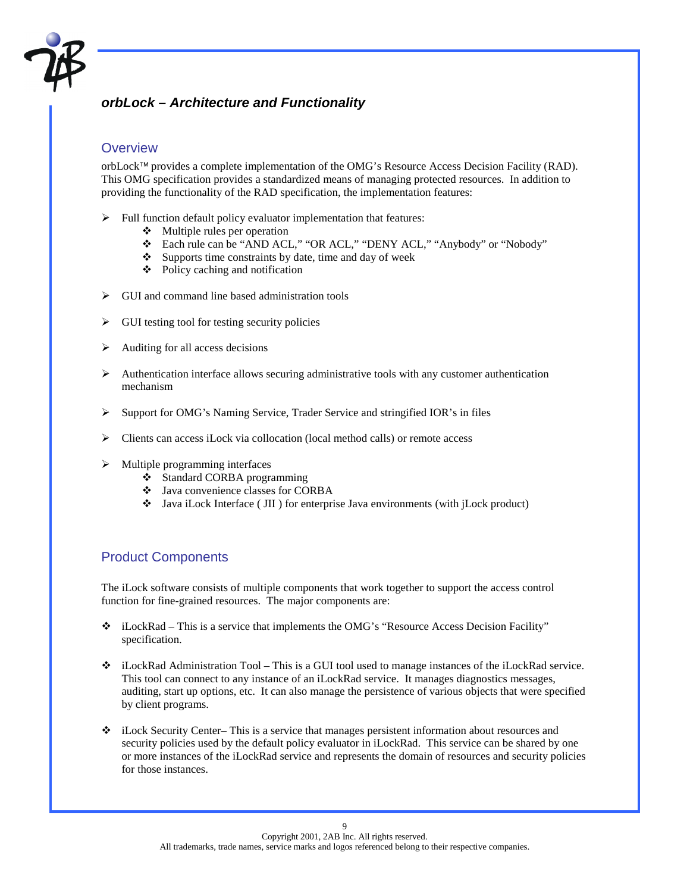## *orbLock – Architecture and Functionality*

### Overview

orbLock™ provides a complete implementation of the OMG's Resource Access Decision Facility (RAD). This OMG specification provides a standardized means of managing protected resources. In addition to providing the functionality of the RAD specification, the implementation features:

- Full function default policy evaluator implementation that features:
  - Multiple rules per operation
  - Each rule can be "AND ACL," "OR ACL," "DENY ACL," "Anybody" or "Nobody"
  - Supports time constraints by date, time and day of week
  - Policy caching and notification
- GUI and command line based administration tools
- GUI testing tool for testing security policies
- Auditing for all access decisions
- Authentication interface allows securing administrative tools with any customer authentication mechanism
- Support for OMG's Naming Service, Trader Service and stringified IOR's in files
- Clients can access iLock via collocation (local method calls) or remote access
- Multiple programming interfaces
  - Standard CORBA programming
  - Java convenience classes for CORBA
  - Java iLock Interface ( JII ) for enterprise Java environments (with jLock product)

### Product Components

The iLock software consists of multiple components that work together to support the access control function for fine-grained resources. The major components are:

- iLockRad – This is a service that implements the OMG's "Resource Access Decision Facility" specification.
- iLockRad Administration Tool – This is a GUI tool used to manage instances of the iLockRad service. This tool can connect to any instance of an iLockRad service. It manages diagnostics messages, auditing, start up options, etc. It can also manage the persistence of various objects that were specified by client programs.
- iLock Security Center– This is a service that manages persistent information about resources and security policies used by the default policy evaluator in iLockRad. This service can be shared by one or more instances of the iLockRad service and represents the domain of resources and security policies for those instances.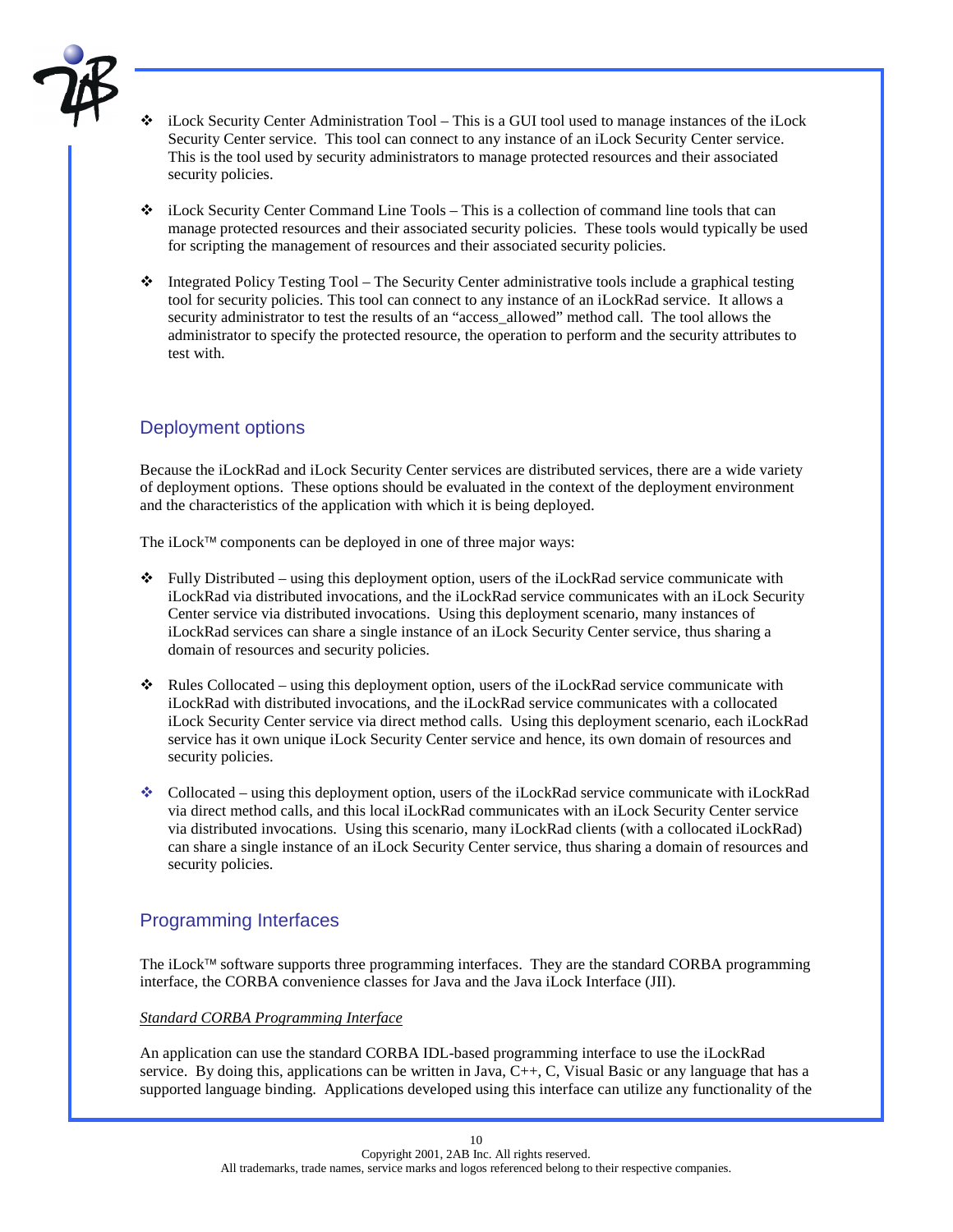- iLock Security Center Administration Tool – This is a GUI tool used to manage instances of the iLock Security Center service. This tool can connect to any instance of an iLock Security Center service. This is the tool used by security administrators to manage protected resources and their associated security policies.

- iLock Security Center Command Line Tools – This is a collection of command line tools that can manage protected resources and their associated security policies. These tools would typically be used for scripting the management of resources and their associated security policies.

- Integrated Policy Testing Tool – The Security Center administrative tools include a graphical testing tool for security policies. This tool can connect to any instance of an iLockRad service. It allows a security administrator to test the results of an "access_allowed" method call. The tool allows the administrator to specify the protected resource, the operation to perform and the security attributes to test with.

## Deployment options

Because the iLockRad and iLock Security Center services are distributed services, there are a wide variety of deployment options. These options should be evaluated in the context of the deployment environment and the characteristics of the application with which it is being deployed.

The iLock™ components can be deployed in one of three major ways:

- Fully Distributed – using this deployment option, users of the iLockRad service communicate with iLockRad via distributed invocations, and the iLockRad service communicates with an iLock Security Center service via distributed invocations. Using this deployment scenario, many instances of iLockRad services can share a single instance of an iLock Security Center service, thus sharing a domain of resources and security policies.

- Rules Collocated – using this deployment option, users of the iLockRad service communicate with iLockRad with distributed invocations, and the iLockRad service communicates with a collocated iLock Security Center service via direct method calls. Using this deployment scenario, each iLockRad service has it own unique iLock Security Center service and hence, its own domain of resources and security policies.

- Collocated – using this deployment option, users of the iLockRad service communicate with iLockRad via direct method calls, and this local iLockRad communicates with an iLock Security Center service via distributed invocations. Using this scenario, many iLockRad clients (with a collocated iLockRad) can share a single instance of an iLock Security Center service, thus sharing a domain of resources and security policies.

## Programming Interfaces

The iLock™ software supports three programming interfaces. They are the standard CORBA programming interface, the CORBA convenience classes for Java and the Java iLock Interface (JII).

*Standard CORBA Programming Interface*

An application can use the standard CORBA IDL-based programming interface to use the iLockRad service. By doing this, applications can be written in Java, C++, C, Visual Basic or any language that has a supported language binding. Applications developed using this interface can utilize any functionality of the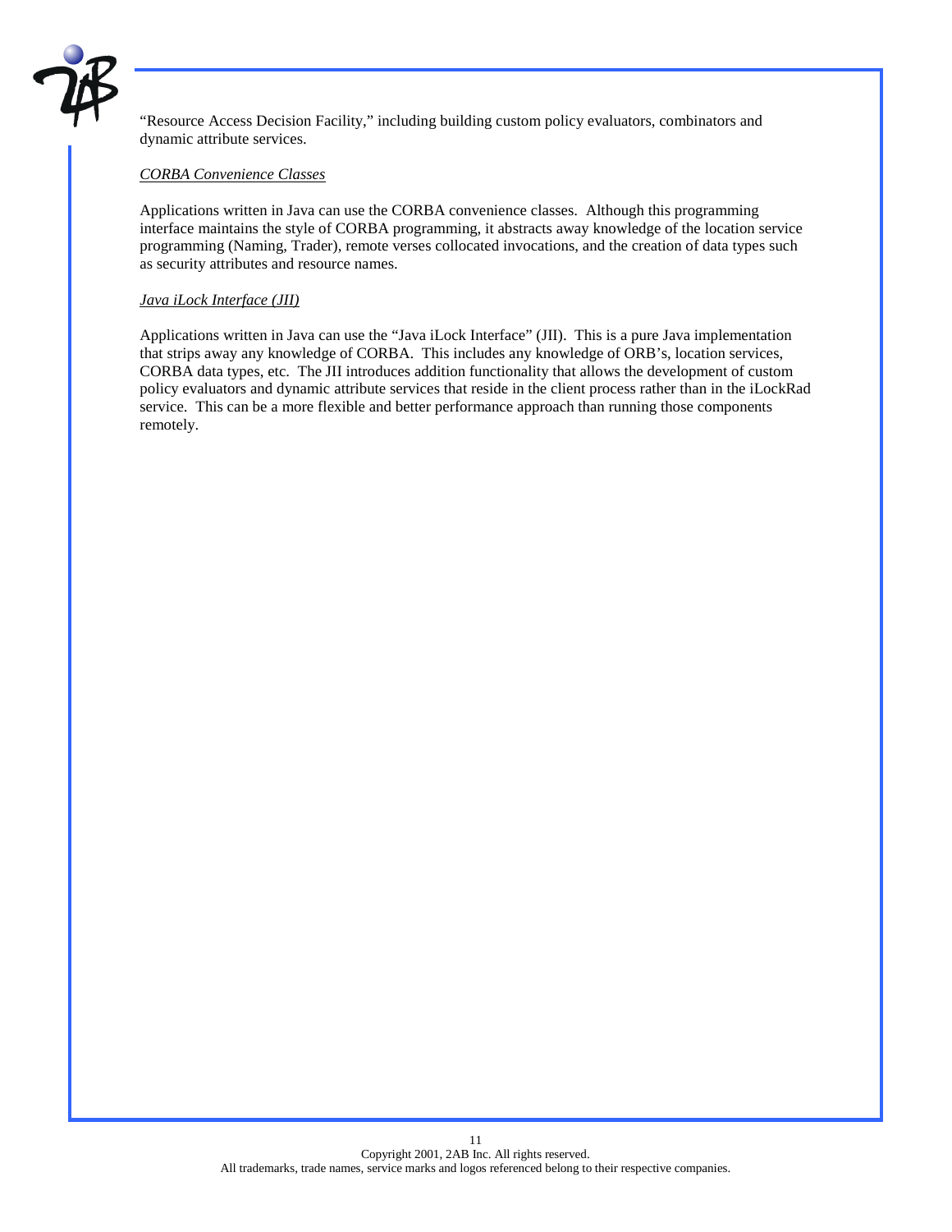"Resource Access Decision Facility," including building custom policy evaluators, combinators and dynamic attribute services.

<u>*CORBA Convenience Classes*</u>

Applications written in Java can use the CORBA convenience classes. Although this programming interface maintains the style of CORBA programming, it abstracts away knowledge of the location service programming (Naming, Trader), remote verses collocated invocations, and the creation of data types such as security attributes and resource names.

<u>*Java iLock Interface (JII)*</u>

Applications written in Java can use the "Java iLock Interface" (JII). This is a pure Java implementation that strips away any knowledge of CORBA. This includes any knowledge of ORB's, location services, CORBA data types, etc. The JII introduces addition functionality that allows the development of custom policy evaluators and dynamic attribute services that reside in the client process rather than in the iLockRad service. This can be a more flexible and better performance approach than running those components remotely.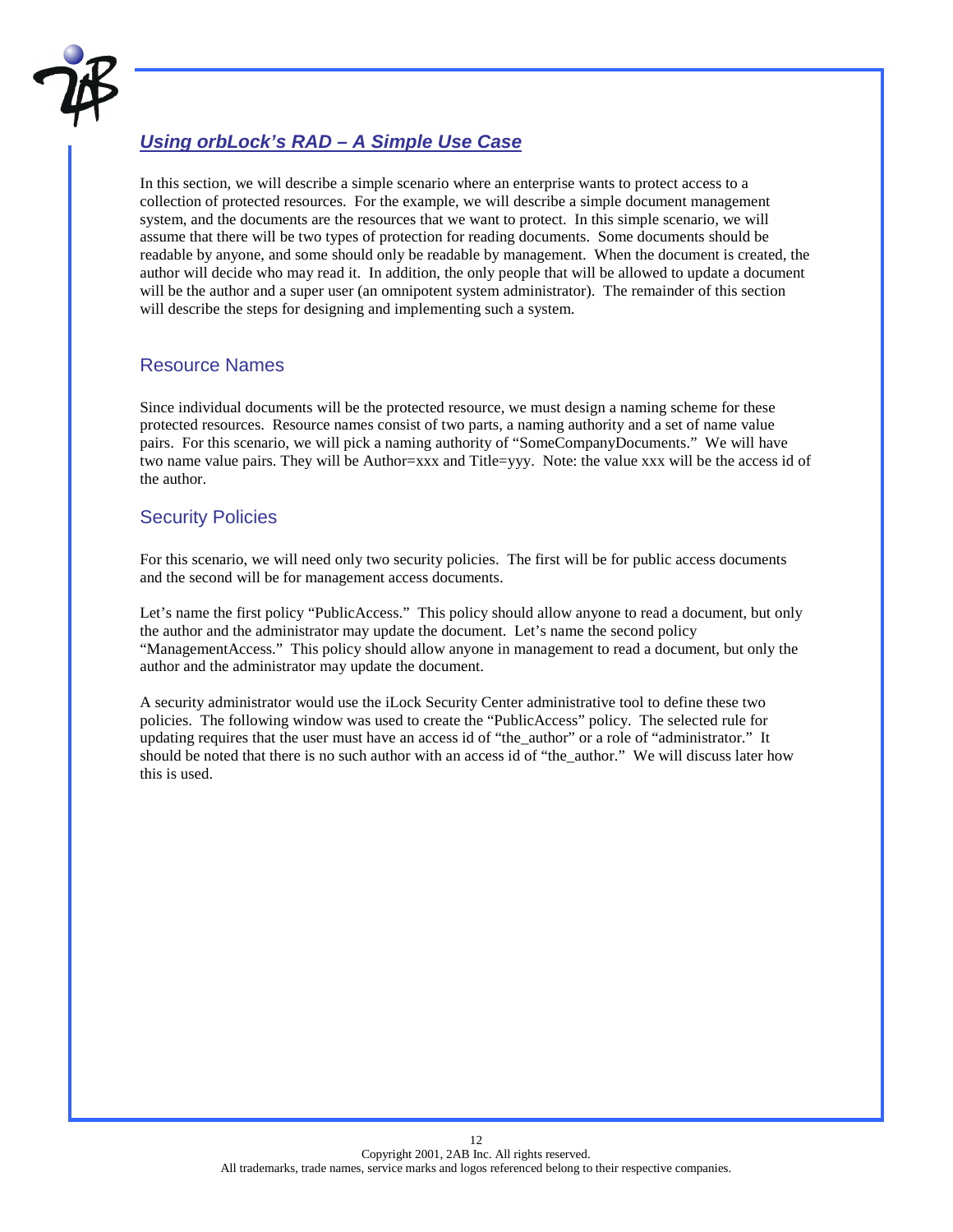## ***Using orbLock's RAD – A Simple Use Case***

In this section, we will describe a simple scenario where an enterprise wants to protect access to a collection of protected resources. For the example, we will describe a simple document management system, and the documents are the resources that we want to protect. In this simple scenario, we will assume that there will be two types of protection for reading documents. Some documents should be readable by anyone, and some should only be readable by management. When the document is created, the author will decide who may read it. In addition, the only people that will be allowed to update a document will be the author and a super user (an omnipotent system administrator). The remainder of this section will describe the steps for designing and implementing such a system.

### Resource Names

Since individual documents will be the protected resource, we must design a naming scheme for these protected resources. Resource names consist of two parts, a naming authority and a set of name value pairs. For this scenario, we will pick a naming authority of "SomeCompanyDocuments." We will have two name value pairs. They will be Author=xxx and Title=yyy. Note: the value xxx will be the access id of the author.

### Security Policies

For this scenario, we will need only two security policies. The first will be for public access documents and the second will be for management access documents.

Let's name the first policy "PublicAccess." This policy should allow anyone to read a document, but only the author and the administrator may update the document. Let's name the second policy "ManagementAccess." This policy should allow anyone in management to read a document, but only the author and the administrator may update the document.

A security administrator would use the iLock Security Center administrative tool to define these two policies. The following window was used to create the "PublicAccess" policy. The selected rule for updating requires that the user must have an access id of "the_author" or a role of "administrator." It should be noted that there is no such author with an access id of "the_author." We will discuss later how this is used.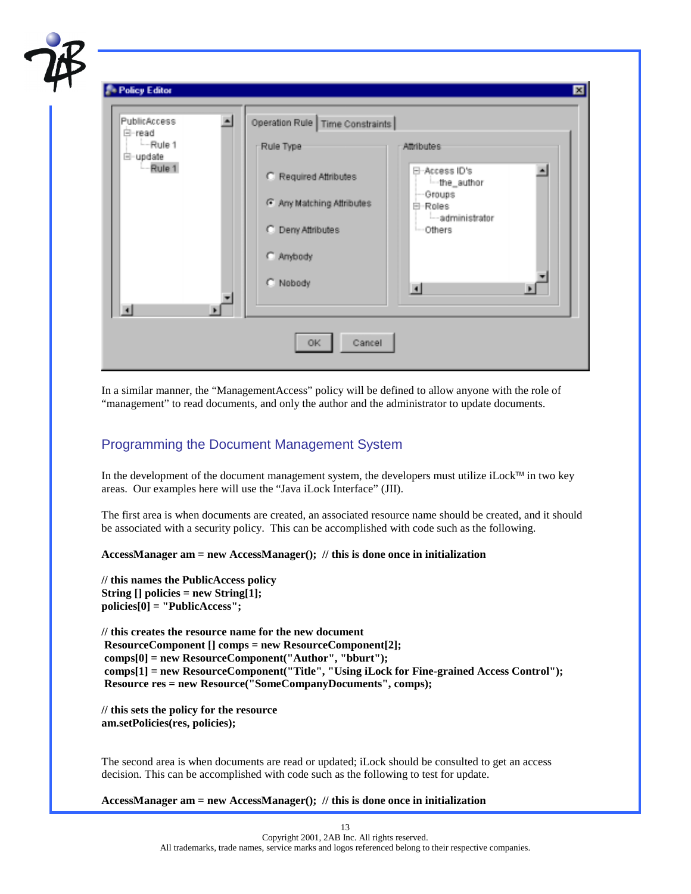In a similar manner, the "ManagementAccess" policy will be defined to allow anyone with the role of "management" to read documents, and only the author and the administrator to update documents.

## Programming the Document Management System

In the development of the document management system, the developers must utilize iLock™ in two key areas. Our examples here will use the "Java iLock Interface" (JII).

The first area is when documents are created, an associated resource name should be created, and it should be associated with a security policy. This can be accomplished with code such as the following.

```
AccessManager am = new AccessManager();  // this is done once in initialization

// this names the PublicAccess policy
String [] policies = new String[1];
policies[0] = "PublicAccess";

// this creates the resource name for the new document
 ResourceComponent [] comps = new ResourceComponent[2];
 comps[0] = new ResourceComponent("Author", "bburt");
 comps[1] = new ResourceComponent("Title", "Using iLock for Fine-grained Access Control");
 Resource res = new Resource("SomeCompanyDocuments", comps);

// this sets the policy for the resource
am.setPolicies(res, policies);
```

The second area is when documents are read or updated; iLock should be consulted to get an access decision. This can be accomplished with code such as the following to test for update.

```
AccessManager am = new AccessManager();  // this is done once in initialization
```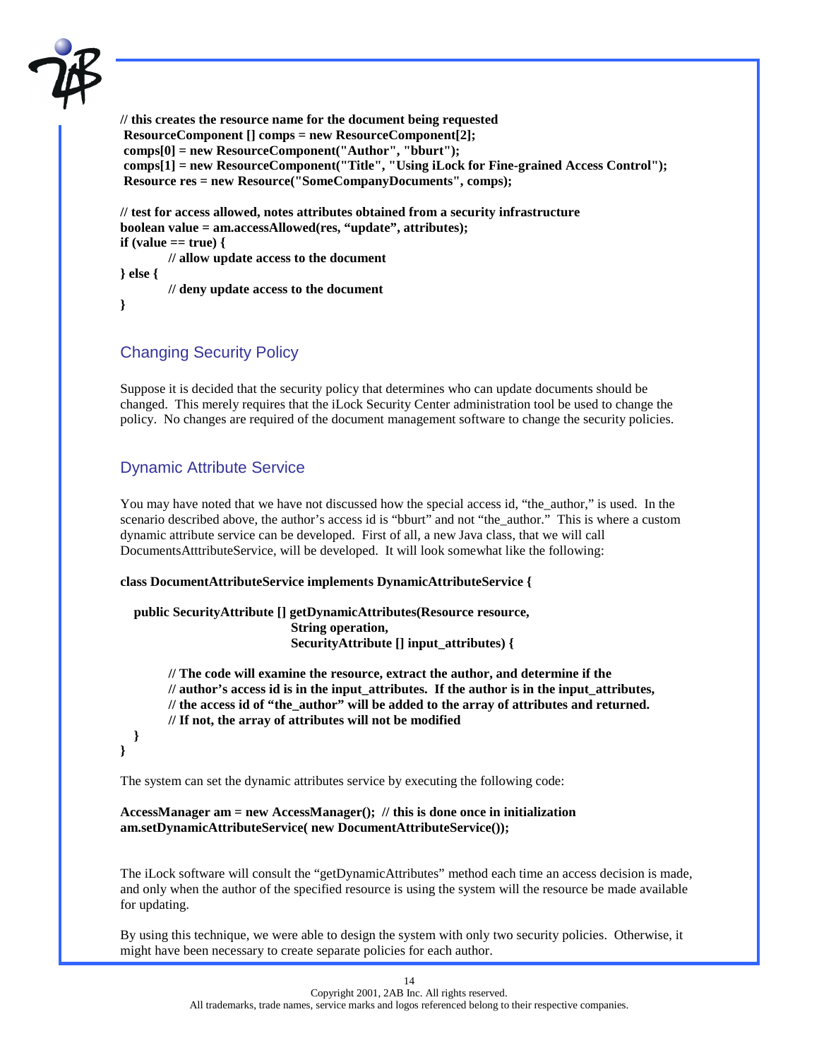```
// this creates the resource name for the document being requested
 ResourceComponent [] comps = new ResourceComponent[2];
 comps[0] = new ResourceComponent("Author", "bburt");
 comps[1] = new ResourceComponent("Title", "Using iLock for Fine-grained Access Control");
 Resource res = new Resource("SomeCompanyDocuments", comps);

// test for access allowed, notes attributes obtained from a security infrastructure
boolean value = am.accessAllowed(res, "update", attributes);
if (value == true) {
        // allow update access to the document
} else {
        // deny update access to the document
}
```

## Changing Security Policy

Suppose it is decided that the security policy that determines who can update documents should be changed. This merely requires that the iLock Security Center administration tool be used to change the policy. No changes are required of the document management software to change the security policies.

## Dynamic Attribute Service

You may have noted that we have not discussed how the special access id, "the_author," is used. In the scenario described above, the author's access id is "bburt" and not "the_author." This is where a custom dynamic attribute service can be developed. First of all, a new Java class, that we will call DocumentsAtttributeService, will be developed. It will look somewhat like the following:

```
class DocumentAttributeService implements DynamicAttributeService {

   public SecurityAttribute [] getDynamicAttributes(Resource resource,
                              String operation,
                              SecurityAttribute [] input_attributes) {

        // The code will examine the resource, extract the author, and determine if the
        // author's access id is in the input_attributes.  If the author is in the input_attributes,
        // the access id of "the_author" will be added to the array of attributes and returned.
        // If not, the array of attributes will not be modified
   }
}
```

The system can set the dynamic attributes service by executing the following code:

```
AccessManager am = new AccessManager();  // this is done once in initialization
am.setDynamicAttributeService( new DocumentAttributeService());
```

The iLock software will consult the "getDynamicAttributes" method each time an access decision is made, and only when the author of the specified resource is using the system will the resource be made available for updating.

By using this technique, we were able to design the system with only two security policies. Otherwise, it might have been necessary to create separate policies for each author.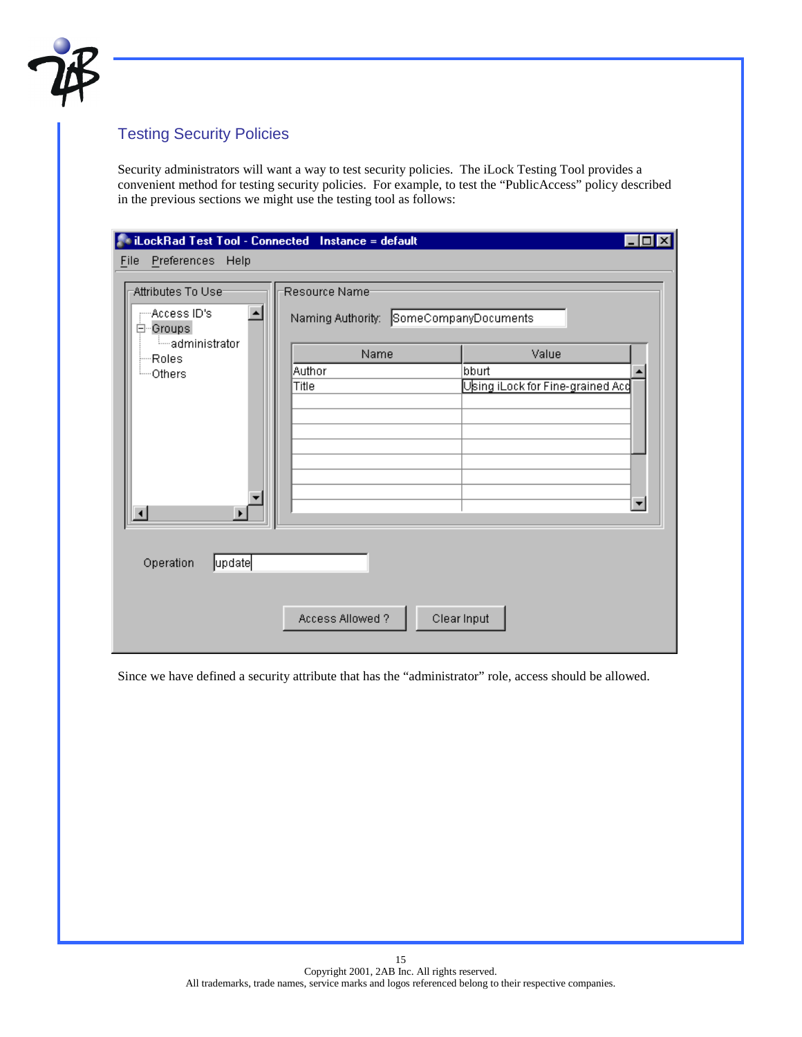## Testing Security Policies

Security administrators will want a way to test security policies. The iLock Testing Tool provides a convenient method for testing security policies. For example, to test the "PublicAccess" policy described in the previous sections we might use the testing tool as follows:

Since we have defined a security attribute that has the "administrator" role, access should be allowed.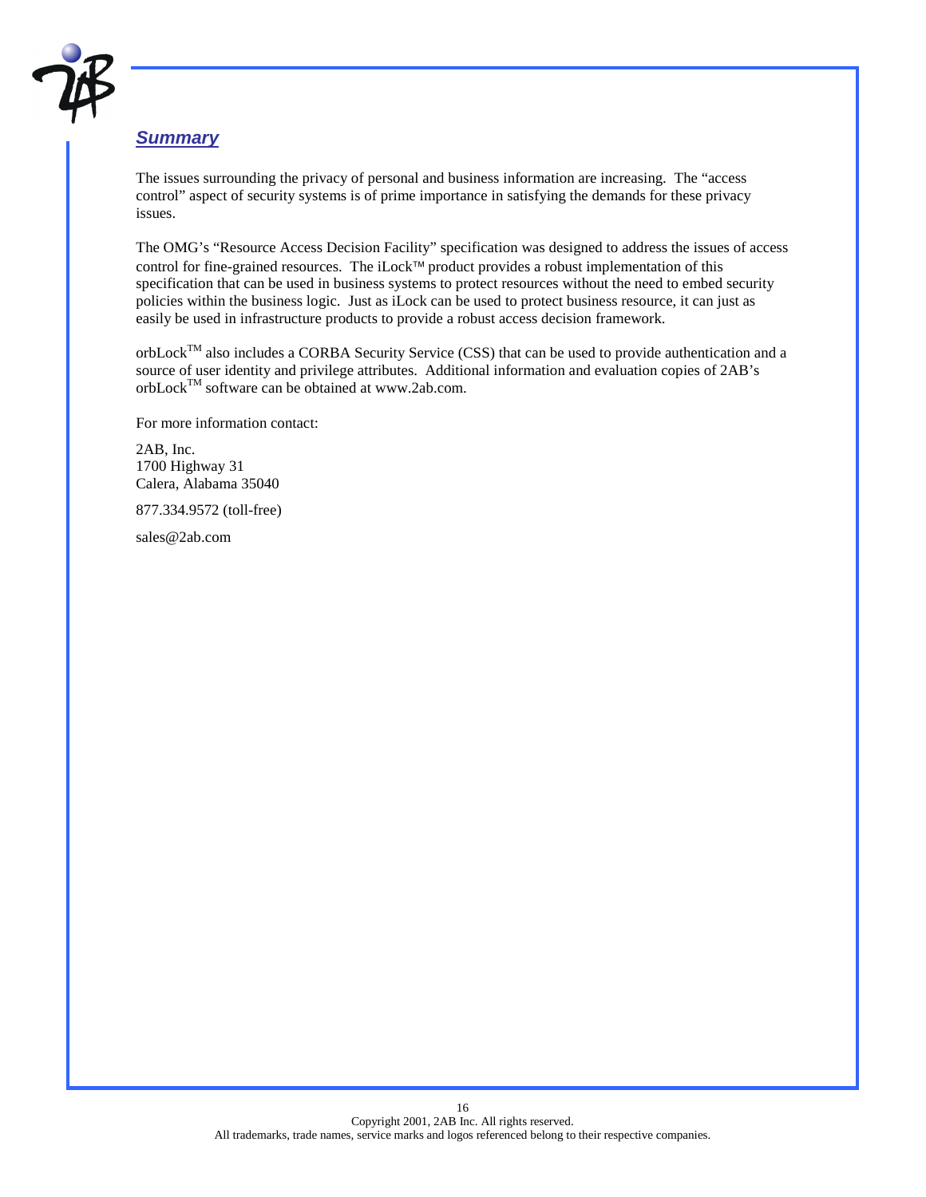## *Summary*

The issues surrounding the privacy of personal and business information are increasing. The "access control" aspect of security systems is of prime importance in satisfying the demands for these privacy issues.

The OMG's "Resource Access Decision Facility" specification was designed to address the issues of access control for fine-grained resources. The iLock™ product provides a robust implementation of this specification that can be used in business systems to protect resources without the need to embed security policies within the business logic. Just as iLock can be used to protect business resource, it can just as easily be used in infrastructure products to provide a robust access decision framework.

orbLock™ also includes a CORBA Security Service (CSS) that can be used to provide authentication and a source of user identity and privilege attributes. Additional information and evaluation copies of 2AB's orbLock™ software can be obtained at www.2ab.com.

For more information contact:

2AB, Inc.
1700 Highway 31
Calera, Alabama 35040

877.334.9572 (toll-free)

sales@2ab.com

Copyright 2001, 2AB Inc. All rights reserved.
All trademarks, trade names, service marks and logos referenced belong to their respective companies.